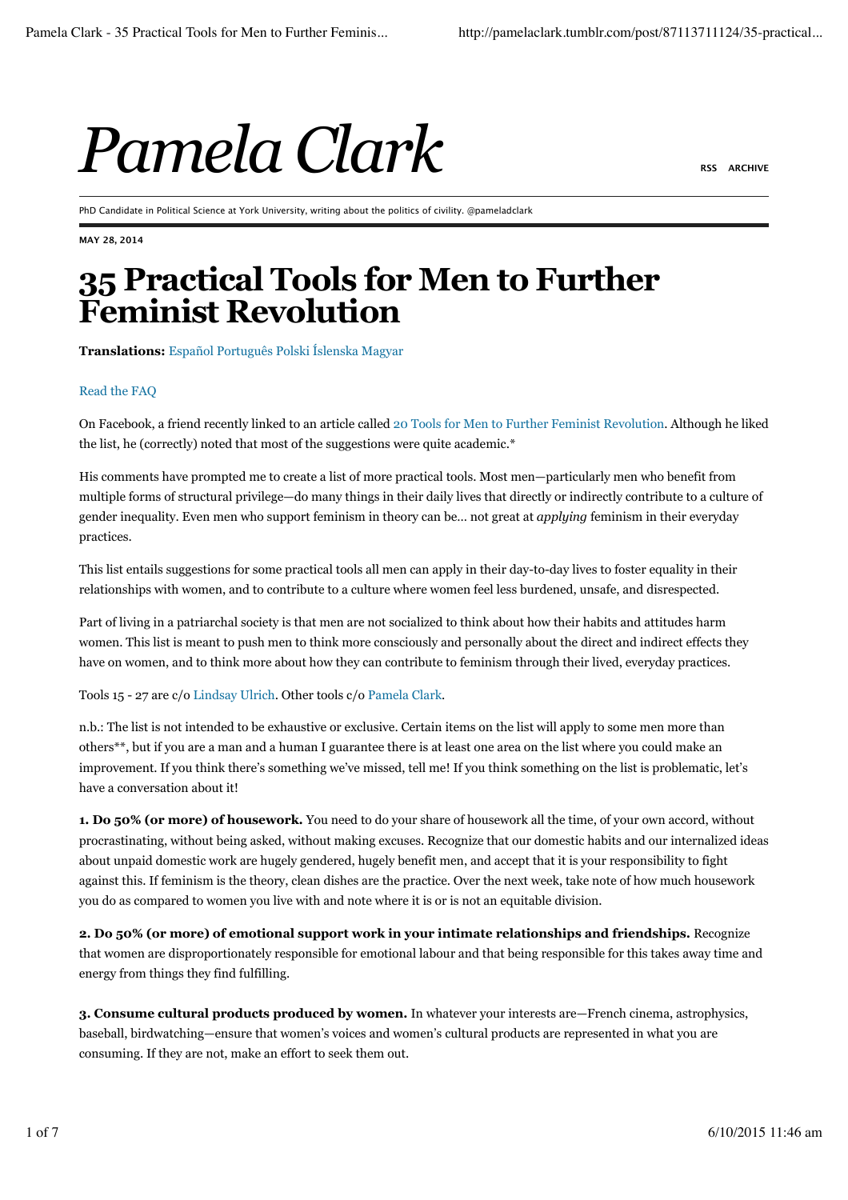# Pamela Clark

RSS ARCHIVE

PhD Candidate in Political Science at York University, writing about the politics of civility. @pameladclark

MAY 28, 2014

## 35 Practical Tools for Men to Further Feminist Revolution

**Translations:** Español Português Polski Íslenska Magyar

Read the FAQ

On Facebook, a friend recently linked to an article called 20 Tools for Men to Further Feminist Revolution. Although he liked the list, he (correctly) noted that most of the suggestions were quite academic.*

His comments have prompted me to create a list of more practical tools. Most men—particularly men who benefit from multiple forms of structural privilege—do many things in their daily lives that directly or indirectly contribute to a culture of gender inequality. Even men who support feminism in theory can be… not great at *applying* feminism in their everyday practices.

This list entails suggestions for some practical tools all men can apply in their day-to-day lives to foster equality in their relationships with women, and to contribute to a culture where women feel less burdened, unsafe, and disrespected.

Part of living in a patriarchal society is that men are not socialized to think about how their habits and attitudes harm women. This list is meant to push men to think more consciously and personally about the direct and indirect effects they have on women, and to think more about how they can contribute to feminism through their lived, everyday practices.

Tools 15 - 27 are c/o Lindsay Ulrich. Other tools c/o Pamela Clark.

n.b.: The list is not intended to be exhaustive or exclusive. Certain items on the list will apply to some men more than others**, but if you are a man and a human I guarantee there is at least one area on the list where you could make an improvement. If you think there's something we've missed, tell me! If you think something on the list is problematic, let's have a conversation about it!

**1. Do 50% (or more) of housework.** You need to do your share of housework all the time, of your own accord, without procrastinating, without being asked, without making excuses. Recognize that our domestic habits and our internalized ideas about unpaid domestic work are hugely gendered, hugely benefit men, and accept that it is your responsibility to fight against this. If feminism is the theory, clean dishes are the practice. Over the next week, take note of how much housework you do as compared to women you live with and note where it is or is not an equitable division.

**2. Do 50% (or more) of emotional support work in your intimate relationships and friendships.** Recognize that women are disproportionately responsible for emotional labour and that being responsible for this takes away time and energy from things they find fulfilling.

**3. Consume cultural products produced by women.** In whatever your interests are—French cinema, astrophysics, baseball, birdwatching—ensure that women's voices and women's cultural products are represented in what you are consuming. If they are not, make an effort to seek them out.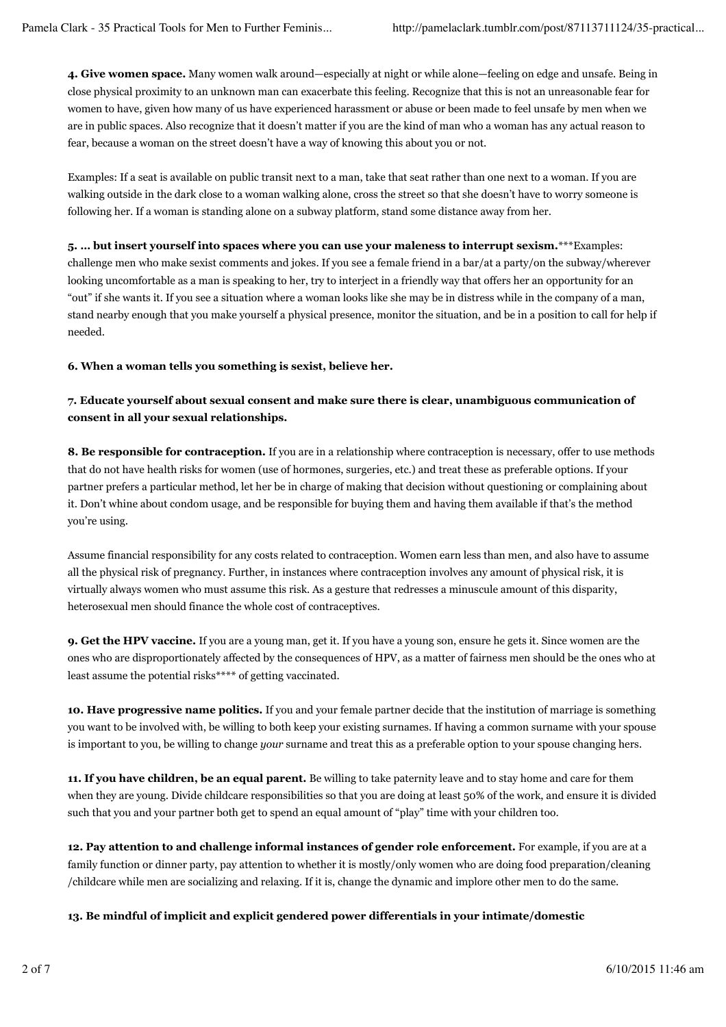**4. Give women space.** Many women walk around—especially at night or while alone—feeling on edge and unsafe. Being in close physical proximity to an unknown man can exacerbate this feeling. Recognize that this is not an unreasonable fear for women to have, given how many of us have experienced harassment or abuse or been made to feel unsafe by men when we are in public spaces. Also recognize that it doesn't matter if you are the kind of man who a woman has any actual reason to fear, because a woman on the street doesn't have a way of knowing this about you or not.

Examples: If a seat is available on public transit next to a man, take that seat rather than one next to a woman. If you are walking outside in the dark close to a woman walking alone, cross the street so that she doesn't have to worry someone is following her. If a woman is standing alone on a subway platform, stand some distance away from her.

**5. … but insert yourself into spaces where you can use your maleness to interrupt sexism.*****Examples: challenge men who make sexist comments and jokes. If you see a female friend in a bar/at a party/on the subway/wherever looking uncomfortable as a man is speaking to her, try to interject in a friendly way that offers her an opportunity for an "out" if she wants it. If you see a situation where a woman looks like she may be in distress while in the company of a man, stand nearby enough that you make yourself a physical presence, monitor the situation, and be in a position to call for help if needed.

**6. When a woman tells you something is sexist, believe her.**

**7. Educate yourself about sexual consent and make sure there is clear, unambiguous communication of consent in all your sexual relationships.**

**8. Be responsible for contraception.** If you are in a relationship where contraception is necessary, offer to use methods that do not have health risks for women (use of hormones, surgeries, etc.) and treat these as preferable options. If your partner prefers a particular method, let her be in charge of making that decision without questioning or complaining about it. Don't whine about condom usage, and be responsible for buying them and having them available if that's the method you're using.

Assume financial responsibility for any costs related to contraception. Women earn less than men, and also have to assume all the physical risk of pregnancy. Further, in instances where contraception involves any amount of physical risk, it is virtually always women who must assume this risk. As a gesture that redresses a minuscule amount of this disparity, heterosexual men should finance the whole cost of contraceptives.

**9. Get the HPV vaccine.** If you are a young man, get it. If you have a young son, ensure he gets it. Since women are the ones who are disproportionately affected by the consequences of HPV, as a matter of fairness men should be the ones who at least assume the potential risks**** of getting vaccinated.

**10. Have progressive name politics.** If you and your female partner decide that the institution of marriage is something you want to be involved with, be willing to both keep your existing surnames. If having a common surname with your spouse is important to you, be willing to change *your* surname and treat this as a preferable option to your spouse changing hers.

**11. If you have children, be an equal parent.** Be willing to take paternity leave and to stay home and care for them when they are young. Divide childcare responsibilities so that you are doing at least 50% of the work, and ensure it is divided such that you and your partner both get to spend an equal amount of "play" time with your children too.

**12. Pay attention to and challenge informal instances of gender role enforcement.** For example, if you are at a family function or dinner party, pay attention to whether it is mostly/only women who are doing food preparation/cleaning/childcare while men are socializing and relaxing. If it is, change the dynamic and implore other men to do the same.

**13. Be mindful of implicit and explicit gendered power differentials in your intimate/domestic**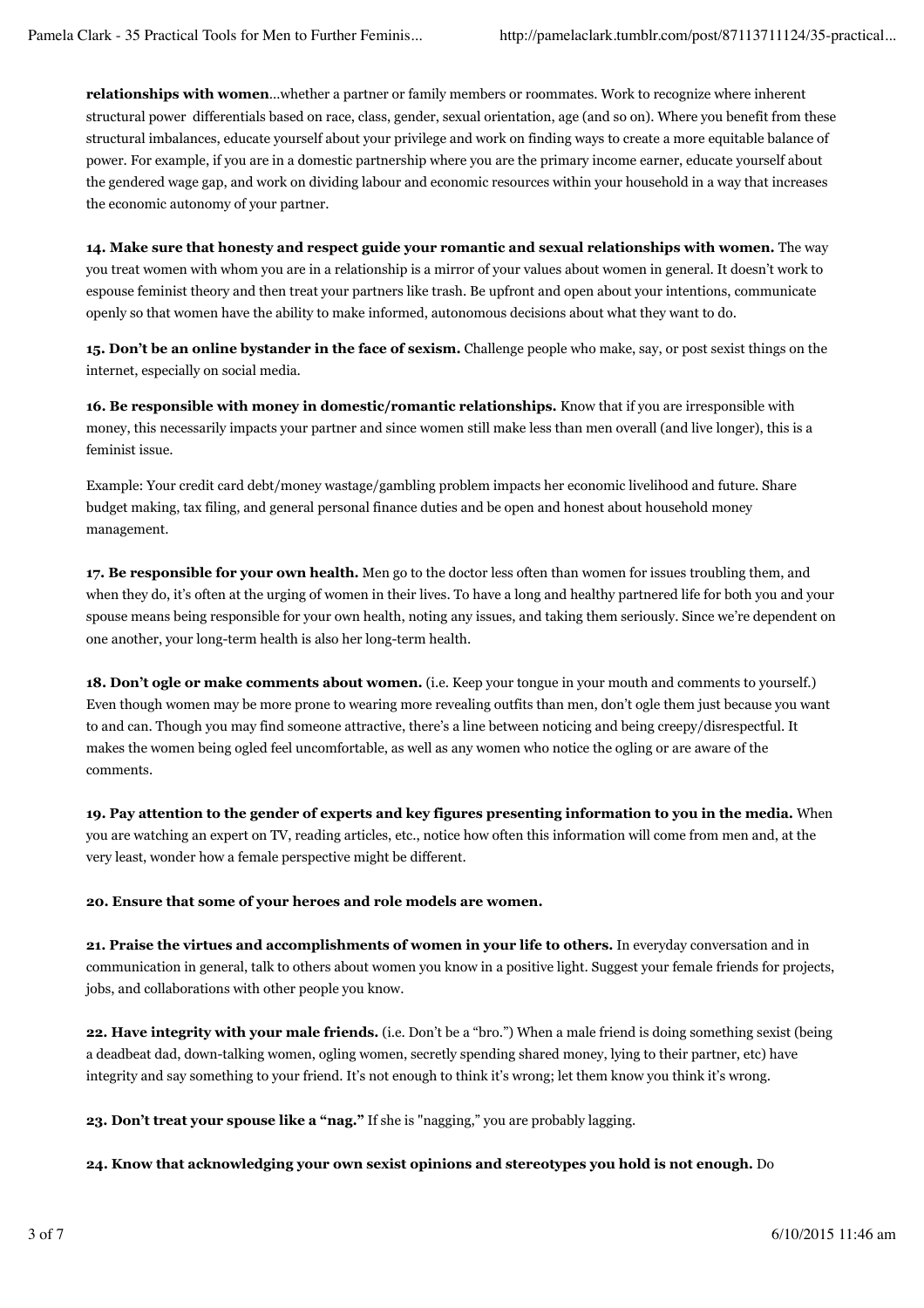**relationships with women**...whether a partner or family members or roommates. Work to recognize where inherent structural power differentials based on race, class, gender, sexual orientation, age (and so on). Where you benefit from these structural imbalances, educate yourself about your privilege and work on finding ways to create a more equitable balance of power. For example, if you are in a domestic partnership where you are the primary income earner, educate yourself about the gendered wage gap, and work on dividing labour and economic resources within your household in a way that increases the economic autonomy of your partner.

**14. Make sure that honesty and respect guide your romantic and sexual relationships with women.** The way you treat women with whom you are in a relationship is a mirror of your values about women in general. It doesn't work to espouse feminist theory and then treat your partners like trash. Be upfront and open about your intentions, communicate openly so that women have the ability to make informed, autonomous decisions about what they want to do.

**15. Don't be an online bystander in the face of sexism.** Challenge people who make, say, or post sexist things on the internet, especially on social media.

**16. Be responsible with money in domestic/romantic relationships.** Know that if you are irresponsible with money, this necessarily impacts your partner and since women still make less than men overall (and live longer), this is a feminist issue.

Example: Your credit card debt/money wastage/gambling problem impacts her economic livelihood and future. Share budget making, tax filing, and general personal finance duties and be open and honest about household money management.

**17. Be responsible for your own health.** Men go to the doctor less often than women for issues troubling them, and when they do, it's often at the urging of women in their lives. To have a long and healthy partnered life for both you and your spouse means being responsible for your own health, noting any issues, and taking them seriously. Since we're dependent on one another, your long-term health is also her long-term health.

**18. Don't ogle or make comments about women.** (i.e. Keep your tongue in your mouth and comments to yourself.) Even though women may be more prone to wearing more revealing outfits than men, don't ogle them just because you want to and can. Though you may find someone attractive, there's a line between noticing and being creepy/disrespectful. It makes the women being ogled feel uncomfortable, as well as any women who notice the ogling or are aware of the comments.

**19. Pay attention to the gender of experts and key figures presenting information to you in the media.** When you are watching an expert on TV, reading articles, etc., notice how often this information will come from men and, at the very least, wonder how a female perspective might be different.

**20. Ensure that some of your heroes and role models are women.**

**21. Praise the virtues and accomplishments of women in your life to others.** In everyday conversation and in communication in general, talk to others about women you know in a positive light. Suggest your female friends for projects, jobs, and collaborations with other people you know.

**22. Have integrity with your male friends.** (i.e. Don't be a "bro.") When a male friend is doing something sexist (being a deadbeat dad, down-talking women, ogling women, secretly spending shared money, lying to their partner, etc) have integrity and say something to your friend. It's not enough to think it's wrong; let them know you think it's wrong.

**23. Don't treat your spouse like a "nag."** If she is "nagging," you are probably lagging.

**24. Know that acknowledging your own sexist opinions and stereotypes you hold is not enough.** Do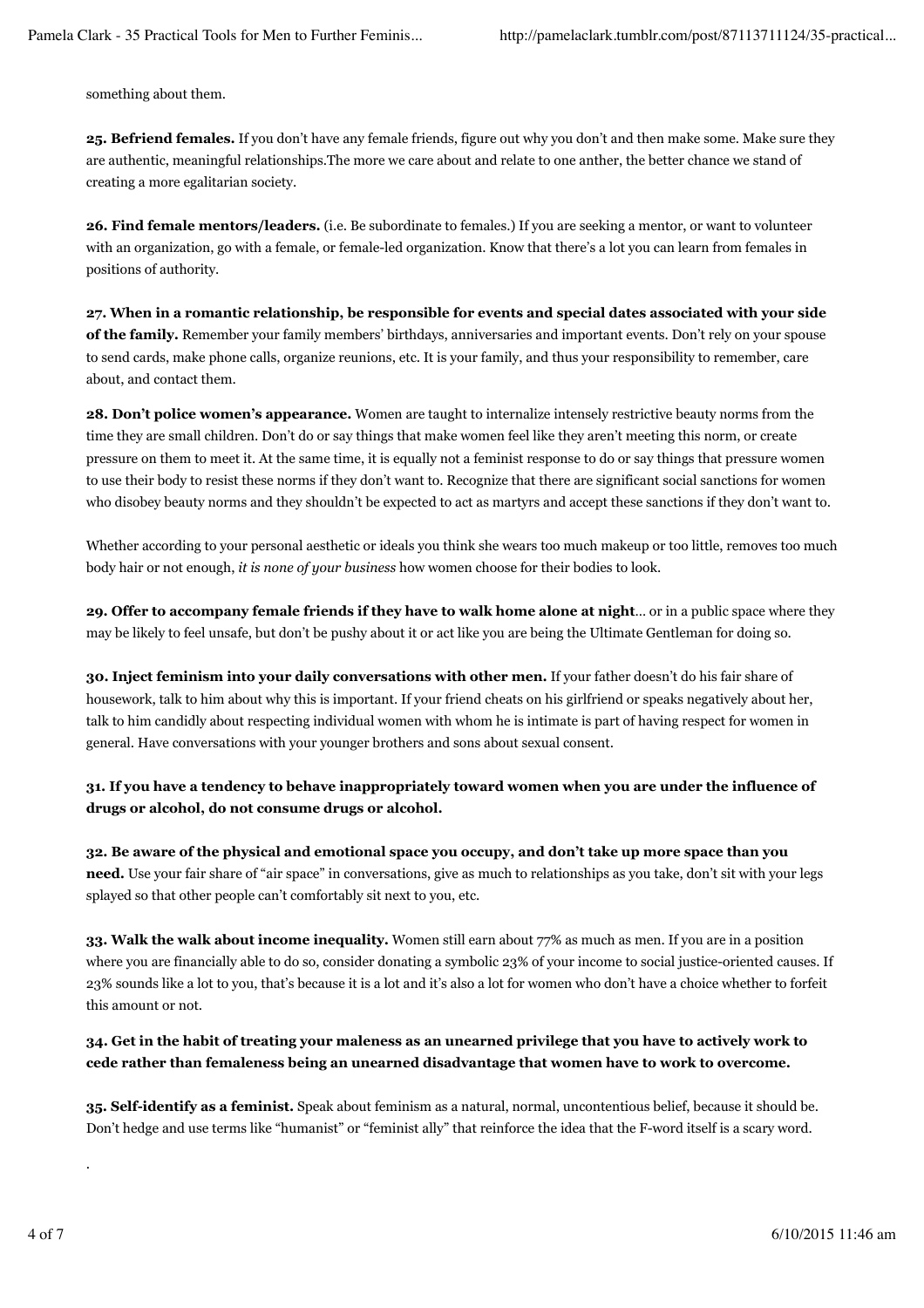something about them.

**25. Befriend females.** If you don't have any female friends, figure out why you don't and then make some. Make sure they are authentic, meaningful relationships.The more we care about and relate to one anther, the better chance we stand of creating a more egalitarian society.

**26. Find female mentors/leaders.** (i.e. Be subordinate to females.) If you are seeking a mentor, or want to volunteer with an organization, go with a female, or female-led organization. Know that there's a lot you can learn from females in positions of authority.

**27. When in a romantic relationship, be responsible for events and special dates associated with your side of the family.** Remember your family members' birthdays, anniversaries and important events. Don't rely on your spouse to send cards, make phone calls, organize reunions, etc. It is your family, and thus your responsibility to remember, care about, and contact them.

**28. Don't police women's appearance.** Women are taught to internalize intensely restrictive beauty norms from the time they are small children. Don't do or say things that make women feel like they aren't meeting this norm, or create pressure on them to meet it. At the same time, it is equally not a feminist response to do or say things that pressure women to use their body to resist these norms if they don't want to. Recognize that there are significant social sanctions for women who disobey beauty norms and they shouldn't be expected to act as martyrs and accept these sanctions if they don't want to.

Whether according to your personal aesthetic or ideals you think she wears too much makeup or too little, removes too much body hair or not enough, *it is none of your business* how women choose for their bodies to look.

**29. Offer to accompany female friends if they have to walk home alone at night**… or in a public space where they may be likely to feel unsafe, but don't be pushy about it or act like you are being the Ultimate Gentleman for doing so.

**30. Inject feminism into your daily conversations with other men.** If your father doesn't do his fair share of housework, talk to him about why this is important. If your friend cheats on his girlfriend or speaks negatively about her, talk to him candidly about respecting individual women with whom he is intimate is part of having respect for women in general. Have conversations with your younger brothers and sons about sexual consent.

**31. If you have a tendency to behave inappropriately toward women when you are under the influence of drugs or alcohol, do not consume drugs or alcohol.**

**32. Be aware of the physical and emotional space you occupy, and don't take up more space than you need.** Use your fair share of "air space" in conversations, give as much to relationships as you take, don't sit with your legs splayed so that other people can't comfortably sit next to you, etc.

**33. Walk the walk about income inequality.** Women still earn about 77% as much as men. If you are in a position where you are financially able to do so, consider donating a symbolic 23% of your income to social justice-oriented causes. If 23% sounds like a lot to you, that's because it is a lot and it's also a lot for women who don't have a choice whether to forfeit this amount or not.

**34. Get in the habit of treating your maleness as an unearned privilege that you have to actively work to cede rather than femaleness being an unearned disadvantage that women have to work to overcome.**

**35. Self-identify as a feminist.** Speak about feminism as a natural, normal, uncontentious belief, because it should be. Don't hedge and use terms like "humanist" or "feminist ally" that reinforce the idea that the F-word itself is a scary word.

.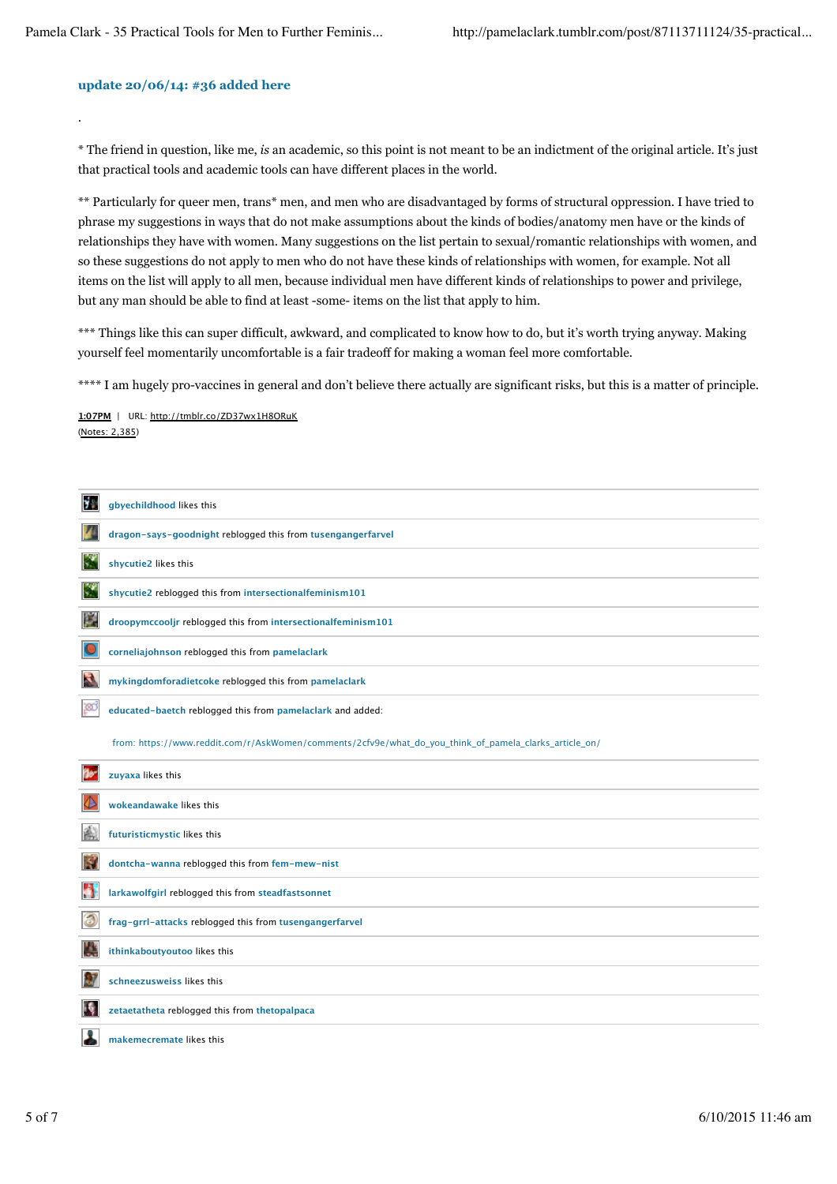**update 20/06/14: #36 added here**

.

* The friend in question, like me, *is* an academic, so this point is not meant to be an indictment of the original article. It's just that practical tools and academic tools can have different places in the world.

** Particularly for queer men, trans* men, and men who are disadvantaged by forms of structural oppression. I have tried to phrase my suggestions in ways that do not make assumptions about the kinds of bodies/anatomy men have or the kinds of relationships they have with women. Many suggestions on the list pertain to sexual/romantic relationships with women, and so these suggestions do not apply to men who do not have these kinds of relationships with women, for example. Not all items on the list will apply to all men, because individual men have different kinds of relationships to power and privilege, but any man should be able to find at least -some- items on the list that apply to him.

*** Things like this can super difficult, awkward, and complicated to know how to do, but it's worth trying anyway. Making yourself feel momentarily uncomfortable is a fair tradeoff for making a woman feel more comfortable.

**** I am hugely pro-vaccines in general and don't believe there actually are significant risks, but this is a matter of principle.

1:07PM | URL: http://tmblr.co/ZD37wx1H8ORuK
(Notes: 2,385)

---

gbyechildhood likes this

dragon-says-goodnight reblogged this from tusengangerfarvel

shycutie2 likes this

shycutie2 reblogged this from intersectionalfeminism101

droopymccooljr reblogged this from intersectionalfeminism101

corneliajohnson reblogged this from pamelaclark

mykingdomforadietcoke reblogged this from pamelaclark

educated-baetch reblogged this from pamelaclark and added:

from: https://www.reddit.com/r/AskWomen/comments/2cfv9e/what_do_you_think_of_pamela_clarks_article_on/

zuyaxa likes this

wokeandawake likes this

futuristicmystic likes this

dontcha-wanna reblogged this from fem-mew-nist

larkawolfgirl reblogged this from steadfastsonnet

frag-grrl-attacks reblogged this from tusengangerfarvel

ithinkaboutyoutoo likes this

schneezusweiss likes this

zetaetatheta reblogged this from thetopalpaca

makemecremate likes this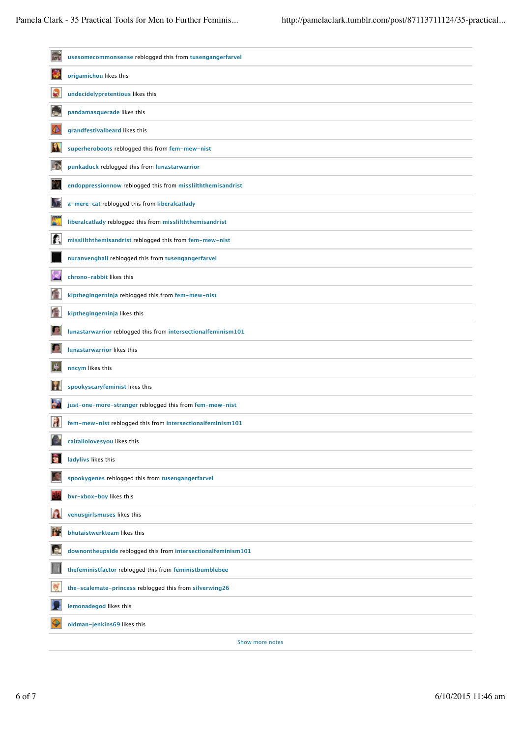usesomecommonsense reblogged this from tusengangerfarvel

origamichou likes this

undecidelypretentious likes this

pandamasquerade likes this

grandfestivalbeard likes this

superheroboots reblogged this from fem-mew-nist

punkaduck reblogged this from lunastarwarrior

endoppressionnow reblogged this from misslilththemisandrist

a-mere-cat reblogged this from liberalcatlady

liberalcatlady reblogged this from misslilththemisandrist

misslilththemisandrist reblogged this from fem-mew-nist

nuranvenghali reblogged this from tusengangerfarvel

chrono-rabbit likes this

kipthegingerninja reblogged this from fem-mew-nist

kipthegingerninja likes this

lunastarwarrior reblogged this from intersectionalfeminism101

lunastarwarrior likes this

nncym likes this

spookyscaryfeminist likes this

just-one-more-stranger reblogged this from fem-mew-nist

fem-mew-nist reblogged this from intersectionalfeminism101

caitallolovesyou likes this

ladylivs likes this

spookygenes reblogged this from tusengangerfarvel

bxr-xbox-boy likes this

venusgirlsmuses likes this

bhutaistwerkteam likes this

downontheupside reblogged this from intersectionalfeminism101

thefeministfactor reblogged this from feministbumblebee

the-scalemate-princess reblogged this from silverwing26

lemonadegod likes this

oldman-jenkins69 likes this

Show more notes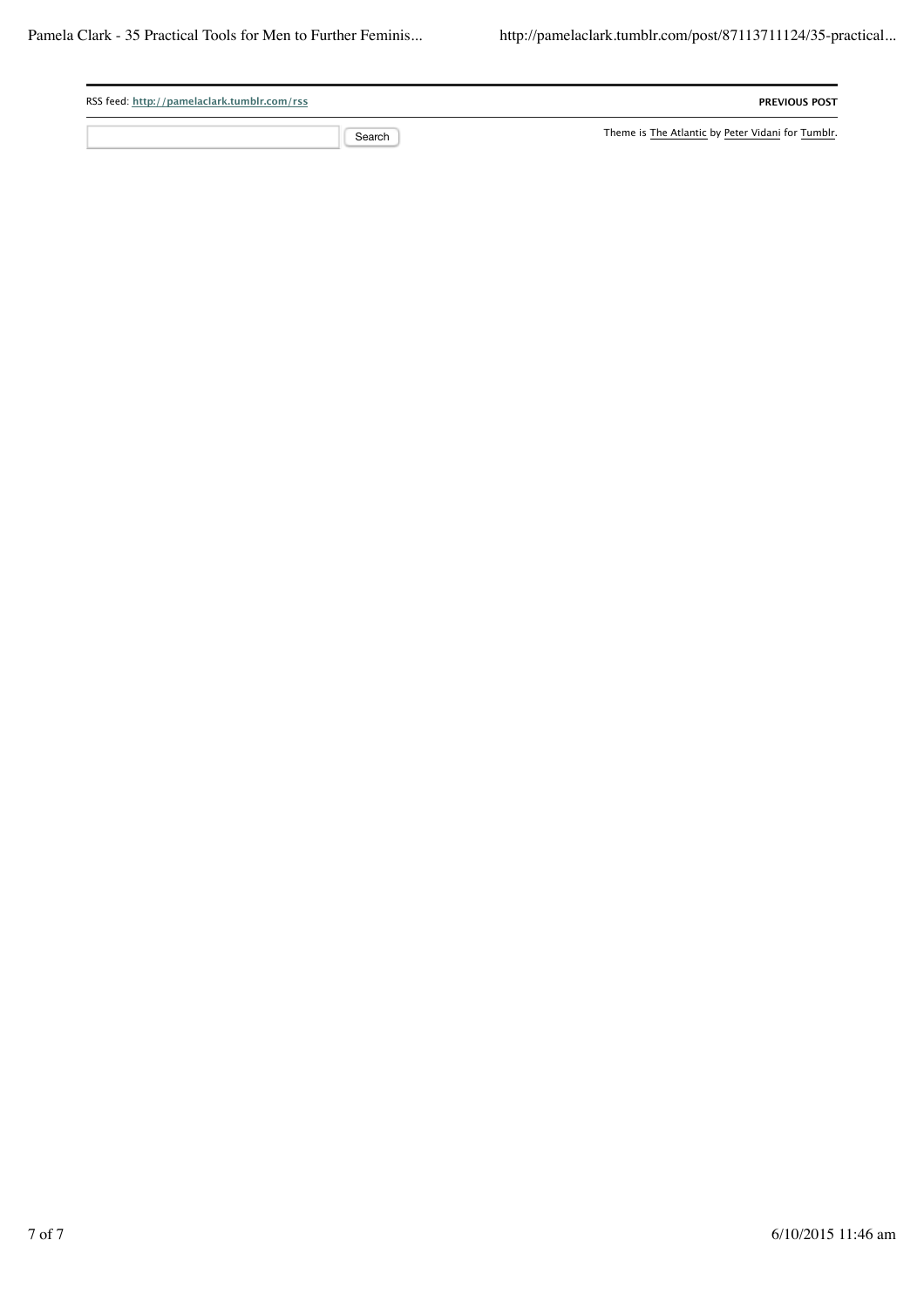RSS feed: [http://pamelaclark.tumblr.com/rss](http://pamelaclark.tumblr.com/rss)

**PREVIOUS POST**

Search

Theme is The Atlantic by Peter Vidani for Tumblr.